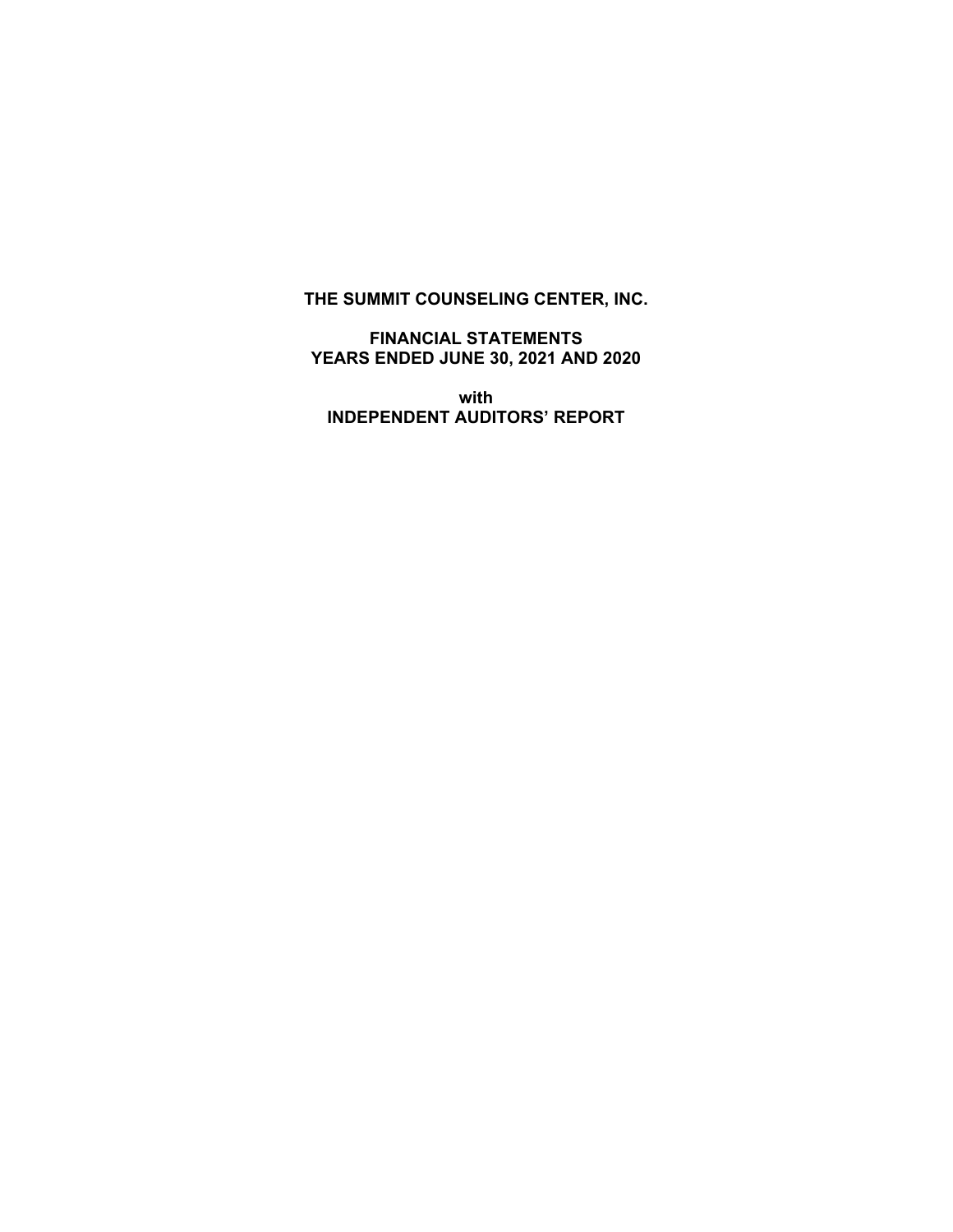# THE SUMMIT COUNSELING CENTER, INC.

## FINANCIAL STATEMENTS
## YEARS ENDED JUNE 30, 2021 AND 2020

**with**
**INDEPENDENT AUDITORS' REPORT**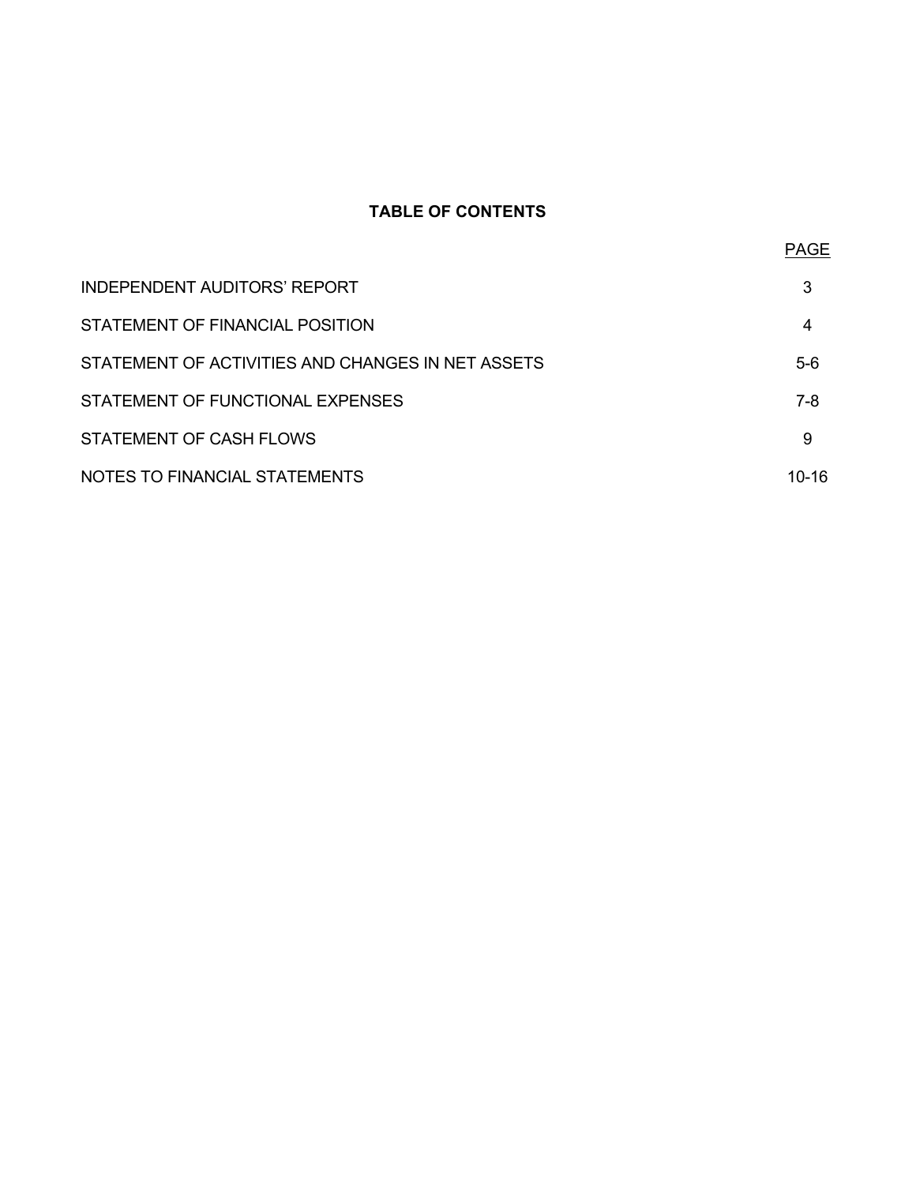## TABLE OF CONTENTS

| | PAGE |
|---|---|
| INDEPENDENT AUDITORS' REPORT | 3 |
| STATEMENT OF FINANCIAL POSITION | 4 |
| STATEMENT OF ACTIVITIES AND CHANGES IN NET ASSETS | 5-6 |
| STATEMENT OF FUNCTIONAL EXPENSES | 7-8 |
| STATEMENT OF CASH FLOWS | 9 |
| NOTES TO FINANCIAL STATEMENTS | 10-16 |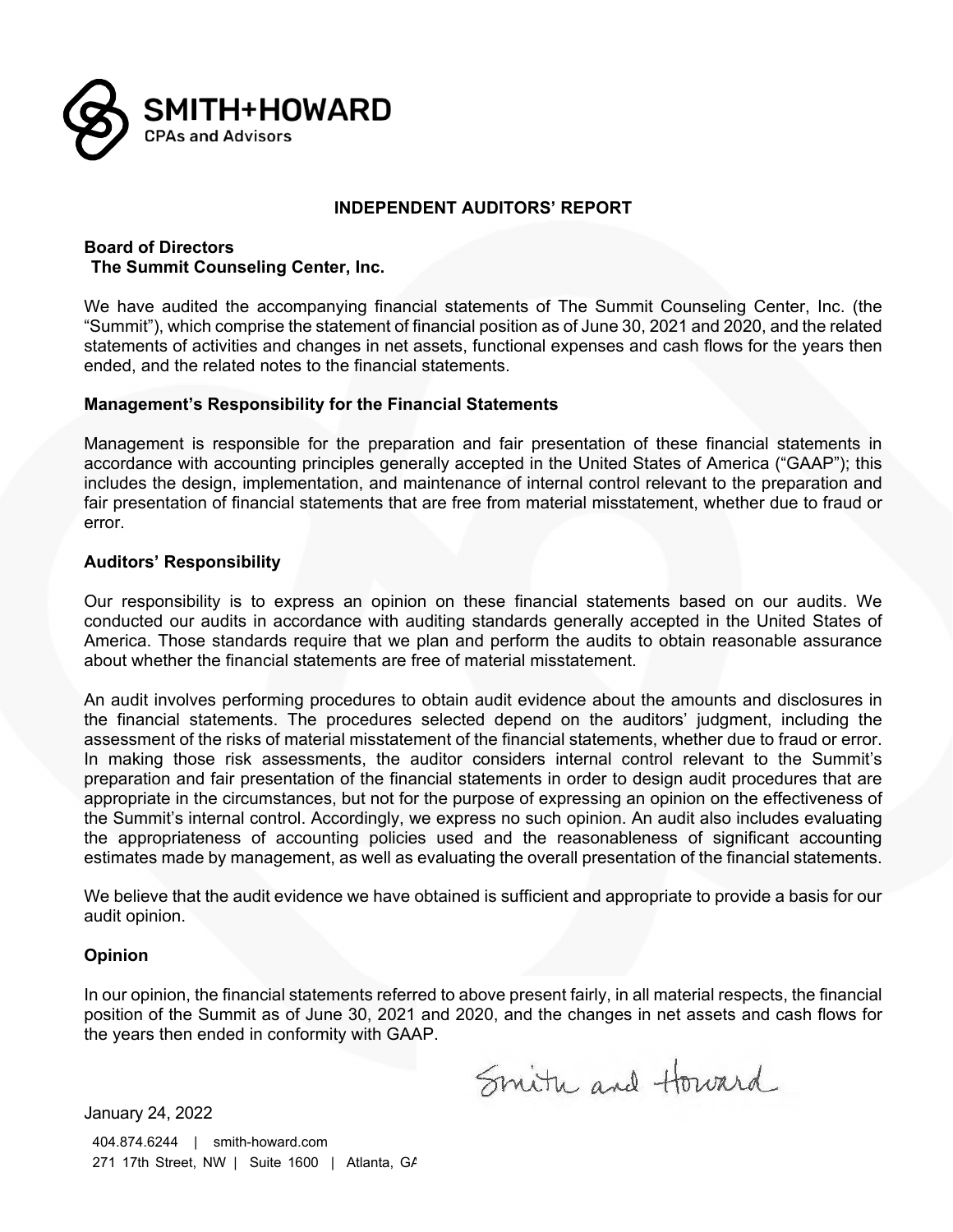SMITH+HOWARD
CPAs and Advisors

# INDEPENDENT AUDITORS' REPORT

**Board of Directors**
**The Summit Counseling Center, Inc.**

We have audited the accompanying financial statements of The Summit Counseling Center, Inc. (the "Summit"), which comprise the statement of financial position as of June 30, 2021 and 2020, and the related statements of activities and changes in net assets, functional expenses and cash flows for the years then ended, and the related notes to the financial statements.

## Management's Responsibility for the Financial Statements

Management is responsible for the preparation and fair presentation of these financial statements in accordance with accounting principles generally accepted in the United States of America ("GAAP"); this includes the design, implementation, and maintenance of internal control relevant to the preparation and fair presentation of financial statements that are free from material misstatement, whether due to fraud or error.

## Auditors' Responsibility

Our responsibility is to express an opinion on these financial statements based on our audits. We conducted our audits in accordance with auditing standards generally accepted in the United States of America. Those standards require that we plan and perform the audits to obtain reasonable assurance about whether the financial statements are free of material misstatement.

An audit involves performing procedures to obtain audit evidence about the amounts and disclosures in the financial statements. The procedures selected depend on the auditors' judgment, including the assessment of the risks of material misstatement of the financial statements, whether due to fraud or error. In making those risk assessments, the auditor considers internal control relevant to the Summit's preparation and fair presentation of the financial statements in order to design audit procedures that are appropriate in the circumstances, but not for the purpose of expressing an opinion on the effectiveness of the Summit's internal control. Accordingly, we express no such opinion. An audit also includes evaluating the appropriateness of accounting policies used and the reasonableness of significant accounting estimates made by management, as well as evaluating the overall presentation of the financial statements.

We believe that the audit evidence we have obtained is sufficient and appropriate to provide a basis for our audit opinion.

## Opinion

In our opinion, the financial statements referred to above present fairly, in all material respects, the financial position of the Summit as of June 30, 2021 and 2020, and the changes in net assets and cash flows for the years then ended in conformity with GAAP.

Smith and Howard

January 24, 2022

404.874.6244 | smith-howard.com
271 17th Street, NW | Suite 1600 | Atlanta, GA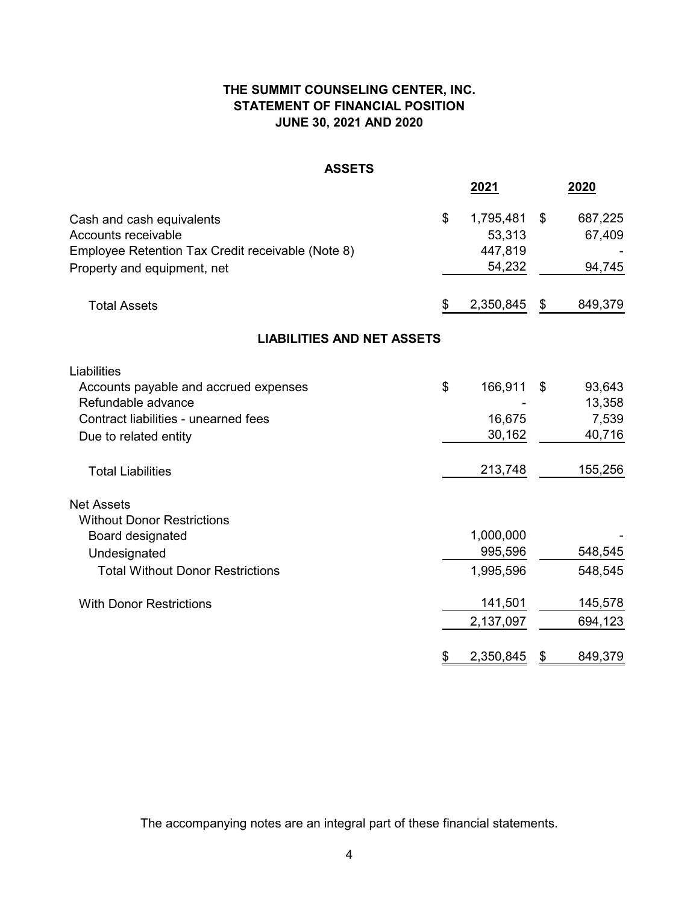**THE SUMMIT COUNSELING CENTER, INC.**
**STATEMENT OF FINANCIAL POSITION**
**JUNE 30, 2021 AND 2020**

**ASSETS**

| | 2021 | 2020 |
|---|---|---|
| Cash and cash equivalents | $ 1,795,481 | $ 687,225 |
| Accounts receivable | 53,313 | 67,409 |
| Employee Retention Tax Credit receivable (Note 8) | 447,819 | - |
| Property and equipment, net | 54,232 | 94,745 |
| Total Assets | $ 2,350,845 | $ 849,379 |

**LIABILITIES AND NET ASSETS**

| | 2021 | 2020 |
|---|---|---|
| Liabilities | | |
| Accounts payable and accrued expenses | $ 166,911 | $ 93,643 |
| Refundable advance | - | 13,358 |
| Contract liabilities - unearned fees | 16,675 | 7,539 |
| Due to related entity | 30,162 | 40,716 |
| Total Liabilities | 213,748 | 155,256 |
| Net Assets | | |
| Without Donor Restrictions | | |
| Board designated | 1,000,000 | - |
| Undesignated | 995,596 | 548,545 |
| Total Without Donor Restrictions | 1,995,596 | 548,545 |
| With Donor Restrictions | 141,501 | 145,578 |
| | 2,137,097 | 694,123 |
| | $ 2,350,845 | $ 849,379 |

The accompanying notes are an integral part of these financial statements.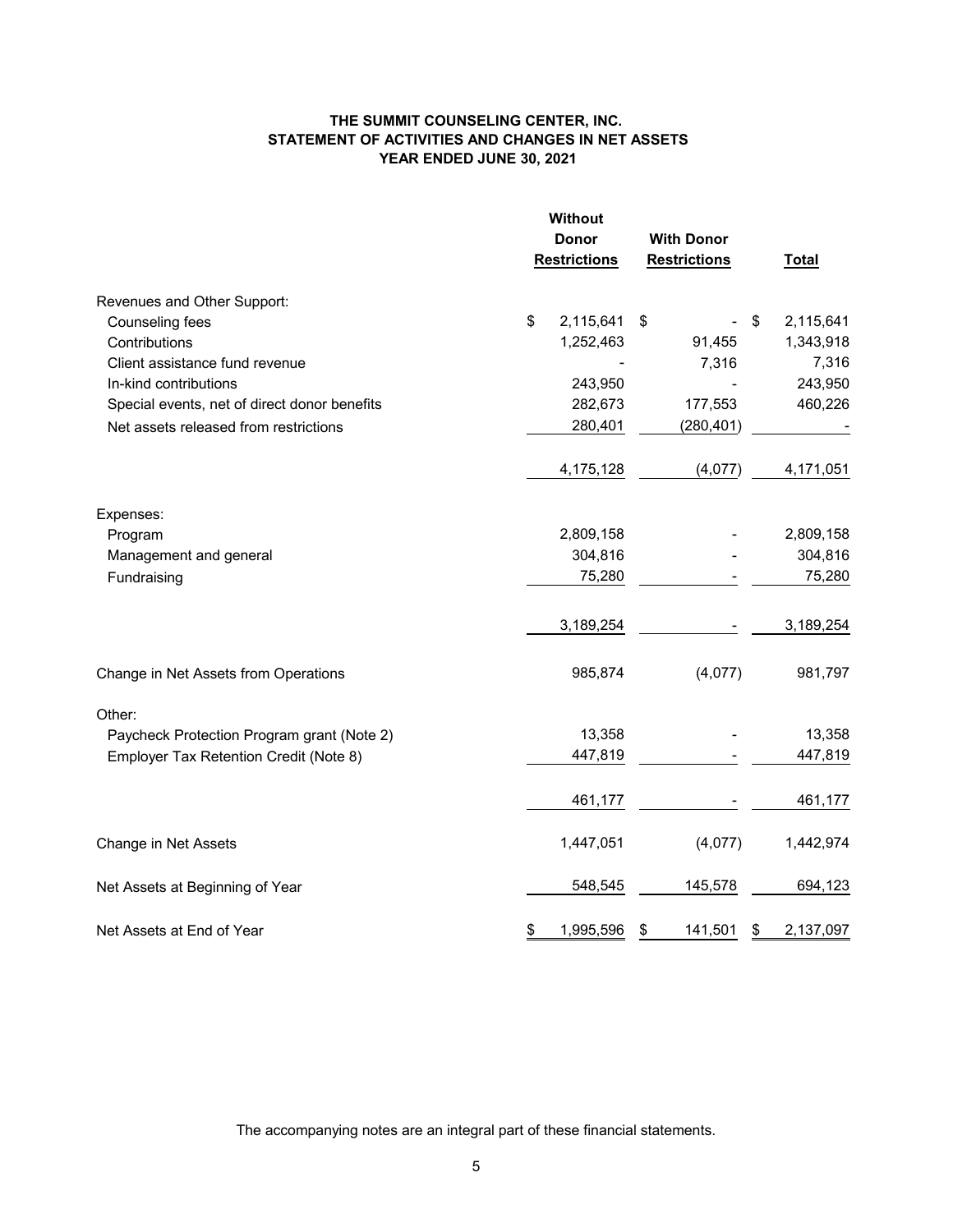# THE SUMMIT COUNSELING CENTER, INC.
## STATEMENT OF ACTIVITIES AND CHANGES IN NET ASSETS
### YEAR ENDED JUNE 30, 2021

| | Without Donor Restrictions | With Donor Restrictions | Total |
|---|---|---|---|
| Revenues and Other Support: | | | |
| Counseling fees | $ 2,115,641 | $ - | $ 2,115,641 |
| Contributions | 1,252,463 | 91,455 | 1,343,918 |
| Client assistance fund revenue | - | 7,316 | 7,316 |
| In-kind contributions | 243,950 | - | 243,950 |
| Special events, net of direct donor benefits | 282,673 | 177,553 | 460,226 |
| Net assets released from restrictions | 280,401 | (280,401) | - |
| | 4,175,128 | (4,077) | 4,171,051 |
| Expenses: | | | |
| Program | 2,809,158 | - | 2,809,158 |
| Management and general | 304,816 | - | 304,816 |
| Fundraising | 75,280 | - | 75,280 |
| | 3,189,254 | - | 3,189,254 |
| Change in Net Assets from Operations | 985,874 | (4,077) | 981,797 |
| Other: | | | |
| Paycheck Protection Program grant (Note 2) | 13,358 | - | 13,358 |
| Employer Tax Retention Credit (Note 8) | 447,819 | - | 447,819 |
| | 461,177 | - | 461,177 |
| Change in Net Assets | 1,447,051 | (4,077) | 1,442,974 |
| Net Assets at Beginning of Year | 548,545 | 145,578 | 694,123 |
| Net Assets at End of Year | $ 1,995,596 | $ 141,501 | $ 2,137,097 |

The accompanying notes are an integral part of these financial statements.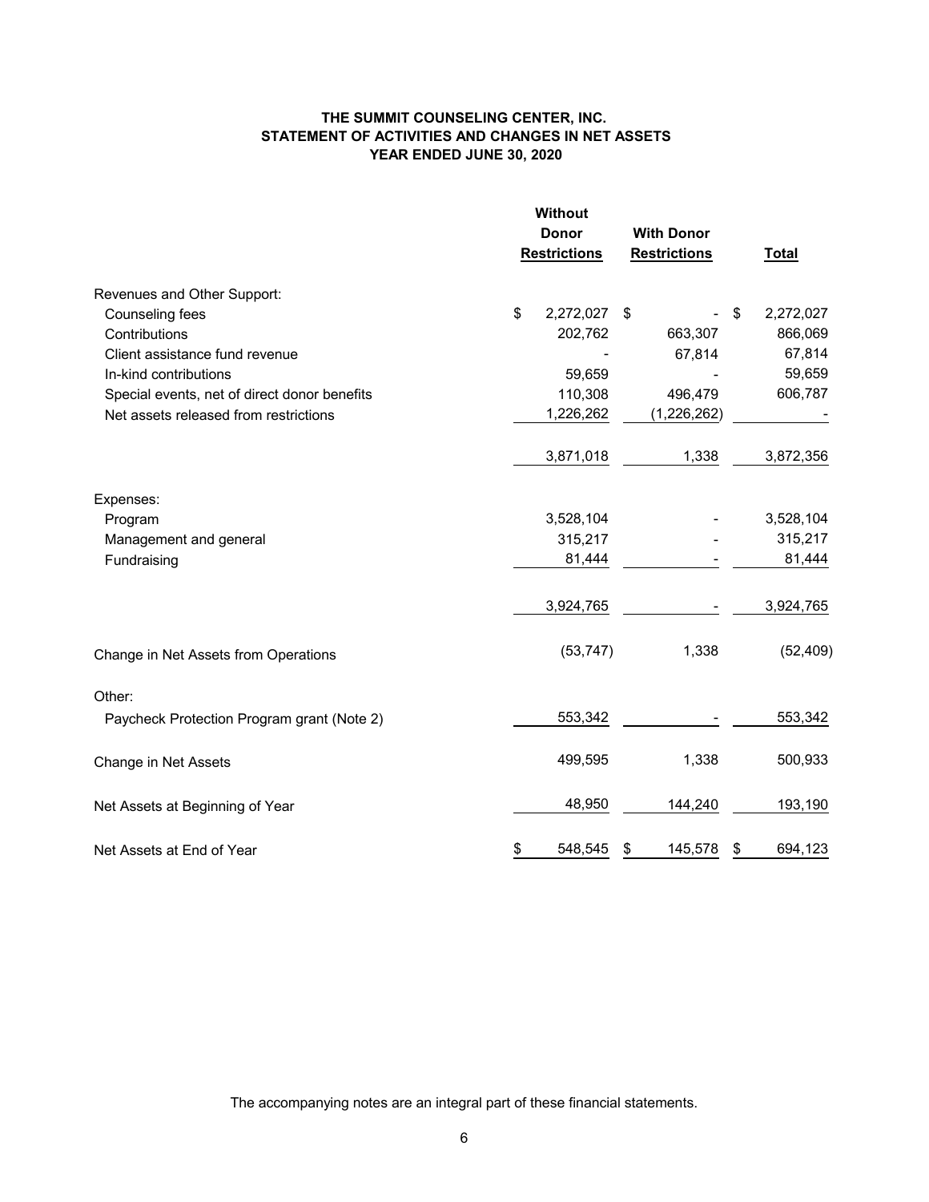# THE SUMMIT COUNSELING CENTER, INC.
## STATEMENT OF ACTIVITIES AND CHANGES IN NET ASSETS
### YEAR ENDED JUNE 30, 2020

| | Without Donor Restrictions | With Donor Restrictions | Total |
|---|---|---|---|
| **Revenues and Other Support:** | | | |
| Counseling fees | $ 2,272,027 | $ - | $ 2,272,027 |
| Contributions | 202,762 | 663,307 | 866,069 |
| Client assistance fund revenue | - | 67,814 | 67,814 |
| In-kind contributions | 59,659 | - | 59,659 |
| Special events, net of direct donor benefits | 110,308 | 496,479 | 606,787 |
| Net assets released from restrictions | 1,226,262 | (1,226,262) | - |
| | 3,871,018 | 1,338 | 3,872,356 |
| **Expenses:** | | | |
| Program | 3,528,104 | - | 3,528,104 |
| Management and general | 315,217 | - | 315,217 |
| Fundraising | 81,444 | - | 81,444 |
| | 3,924,765 | - | 3,924,765 |
| Change in Net Assets from Operations | (53,747) | 1,338 | (52,409) |
| **Other:** | | | |
| Paycheck Protection Program grant (Note 2) | 553,342 | - | 553,342 |
| Change in Net Assets | 499,595 | 1,338 | 500,933 |
| Net Assets at Beginning of Year | 48,950 | 144,240 | 193,190 |
| Net Assets at End of Year | $ 548,545 | $ 145,578 | $ 694,123 |

The accompanying notes are an integral part of these financial statements.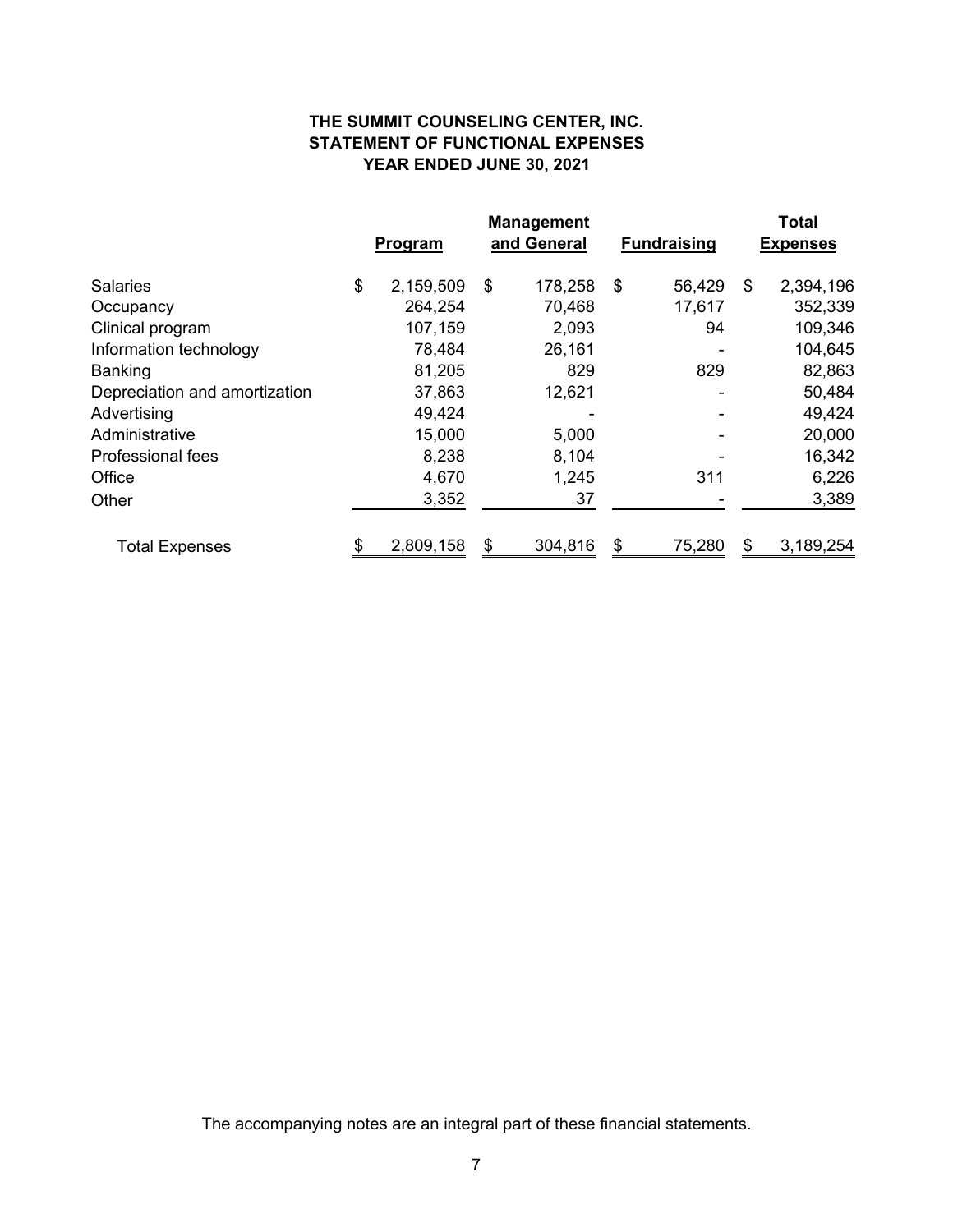**THE SUMMIT COUNSELING CENTER, INC.**
**STATEMENT OF FUNCTIONAL EXPENSES**
**YEAR ENDED JUNE 30, 2021**

| | Program | Management and General | Fundraising | Total Expenses |
|---|---|---|---|---|
| Salaries | $ 2,159,509 | $ 178,258 | $ 56,429 | $ 2,394,196 |
| Occupancy | 264,254 | 70,468 | 17,617 | 352,339 |
| Clinical program | 107,159 | 2,093 | 94 | 109,346 |
| Information technology | 78,484 | 26,161 | - | 104,645 |
| Banking | 81,205 | 829 | 829 | 82,863 |
| Depreciation and amortization | 37,863 | 12,621 | - | 50,484 |
| Advertising | 49,424 | - | - | 49,424 |
| Administrative | 15,000 | 5,000 | - | 20,000 |
| Professional fees | 8,238 | 8,104 | - | 16,342 |
| Office | 4,670 | 1,245 | 311 | 6,226 |
| Other | 3,352 | 37 | - | 3,389 |
| Total Expenses | $ 2,809,158 | $ 304,816 | $ 75,280 | $ 3,189,254 |

The accompanying notes are an integral part of these financial statements.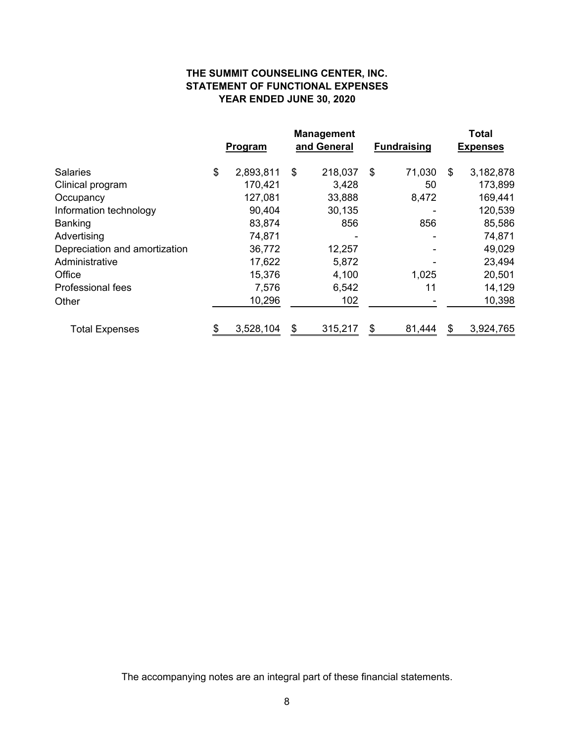**THE SUMMIT COUNSELING CENTER, INC.**
**STATEMENT OF FUNCTIONAL EXPENSES**
**YEAR ENDED JUNE 30, 2020**

| | Program | Management and General | Fundraising | Total Expenses |
|---|---|---|---|---|
| Salaries | $ 2,893,811 | $ 218,037 | $ 71,030 | $ 3,182,878 |
| Clinical program | 170,421 | 3,428 | 50 | 173,899 |
| Occupancy | 127,081 | 33,888 | 8,472 | 169,441 |
| Information technology | 90,404 | 30,135 | - | 120,539 |
| Banking | 83,874 | 856 | 856 | 85,586 |
| Advertising | 74,871 | - | - | 74,871 |
| Depreciation and amortization | 36,772 | 12,257 | - | 49,029 |
| Administrative | 17,622 | 5,872 | - | 23,494 |
| Office | 15,376 | 4,100 | 1,025 | 20,501 |
| Professional fees | 7,576 | 6,542 | 11 | 14,129 |
| Other | 10,296 | 102 | - | 10,398 |
| Total Expenses | $ 3,528,104 | $ 315,217 | $ 81,444 | $ 3,924,765 |

The accompanying notes are an integral part of these financial statements.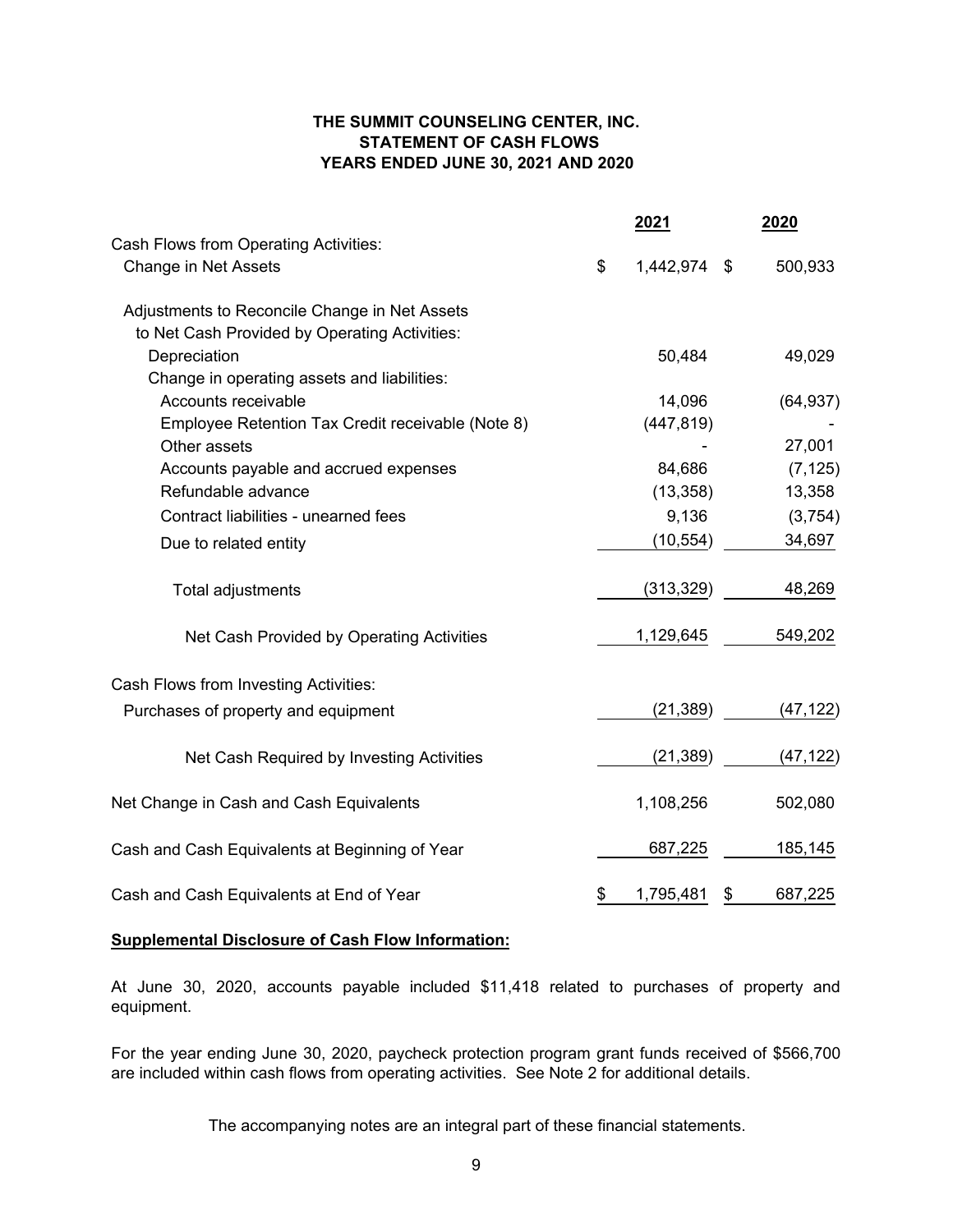**THE SUMMIT COUNSELING CENTER, INC.**
**STATEMENT OF CASH FLOWS**
**YEARS ENDED JUNE 30, 2021 AND 2020**

| | 2021 | 2020 |
|---|---|---|
| Cash Flows from Operating Activities: | | |
| Change in Net Assets | $ 1,442,974 | $ 500,933 |
| Adjustments to Reconcile Change in Net Assets to Net Cash Provided by Operating Activities: | | |
| Depreciation | 50,484 | 49,029 |
| Change in operating assets and liabilities: | | |
| Accounts receivable | 14,096 | (64,937) |
| Employee Retention Tax Credit receivable (Note 8) | (447,819) | - |
| Other assets | - | 27,001 |
| Accounts payable and accrued expenses | 84,686 | (7,125) |
| Refundable advance | (13,358) | 13,358 |
| Contract liabilities - unearned fees | 9,136 | (3,754) |
| Due to related entity | (10,554) | 34,697 |
| Total adjustments | (313,329) | 48,269 |
| Net Cash Provided by Operating Activities | 1,129,645 | 549,202 |
| Cash Flows from Investing Activities: | | |
| Purchases of property and equipment | (21,389) | (47,122) |
| Net Cash Required by Investing Activities | (21,389) | (47,122) |
| Net Change in Cash and Cash Equivalents | 1,108,256 | 502,080 |
| Cash and Cash Equivalents at Beginning of Year | 687,225 | 185,145 |
| Cash and Cash Equivalents at End of Year | $ 1,795,481 | $ 687,225 |

**Supplemental Disclosure of Cash Flow Information:**

At June 30, 2020, accounts payable included $11,418 related to purchases of property and equipment.

For the year ending June 30, 2020, paycheck protection program grant funds received of $566,700 are included within cash flows from operating activities. See Note 2 for additional details.

The accompanying notes are an integral part of these financial statements.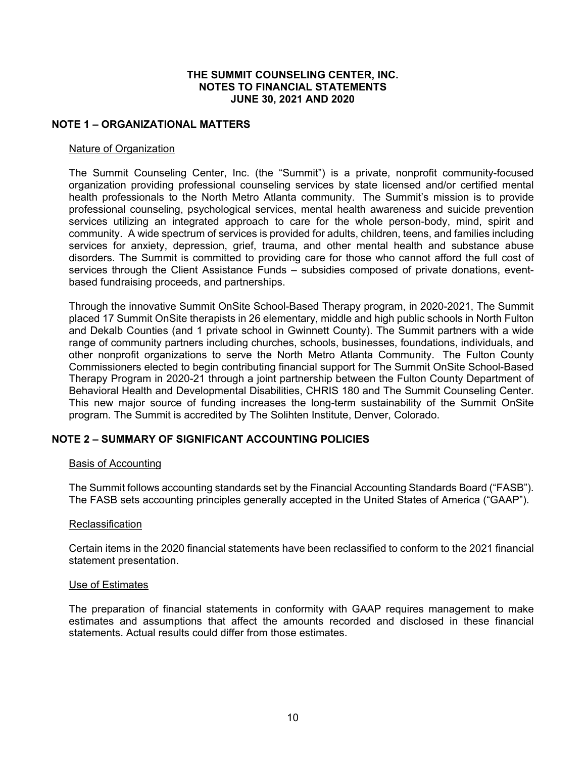**THE SUMMIT COUNSELING CENTER, INC.**
**NOTES TO FINANCIAL STATEMENTS**
**JUNE 30, 2021 AND 2020**

## NOTE 1 – ORGANIZATIONAL MATTERS

### Nature of Organization

The Summit Counseling Center, Inc. (the "Summit") is a private, nonprofit community-focused organization providing professional counseling services by state licensed and/or certified mental health professionals to the North Metro Atlanta community. The Summit's mission is to provide professional counseling, psychological services, mental health awareness and suicide prevention services utilizing an integrated approach to care for the whole person-body, mind, spirit and community. A wide spectrum of services is provided for adults, children, teens, and families including services for anxiety, depression, grief, trauma, and other mental health and substance abuse disorders. The Summit is committed to providing care for those who cannot afford the full cost of services through the Client Assistance Funds – subsidies composed of private donations, event-based fundraising proceeds, and partnerships.

Through the innovative Summit OnSite School-Based Therapy program, in 2020-2021, The Summit placed 17 Summit OnSite therapists in 26 elementary, middle and high public schools in North Fulton and Dekalb Counties (and 1 private school in Gwinnett County). The Summit partners with a wide range of community partners including churches, schools, businesses, foundations, individuals, and other nonprofit organizations to serve the North Metro Atlanta Community. The Fulton County Commissioners elected to begin contributing financial support for The Summit OnSite School-Based Therapy Program in 2020-21 through a joint partnership between the Fulton County Department of Behavioral Health and Developmental Disabilities, CHRIS 180 and The Summit Counseling Center. This new major source of funding increases the long-term sustainability of the Summit OnSite program. The Summit is accredited by The Solihten Institute, Denver, Colorado.

## NOTE 2 – SUMMARY OF SIGNIFICANT ACCOUNTING POLICIES

### Basis of Accounting

The Summit follows accounting standards set by the Financial Accounting Standards Board ("FASB"). The FASB sets accounting principles generally accepted in the United States of America ("GAAP").

### Reclassification

Certain items in the 2020 financial statements have been reclassified to conform to the 2021 financial statement presentation.

### Use of Estimates

The preparation of financial statements in conformity with GAAP requires management to make estimates and assumptions that affect the amounts recorded and disclosed in these financial statements. Actual results could differ from those estimates.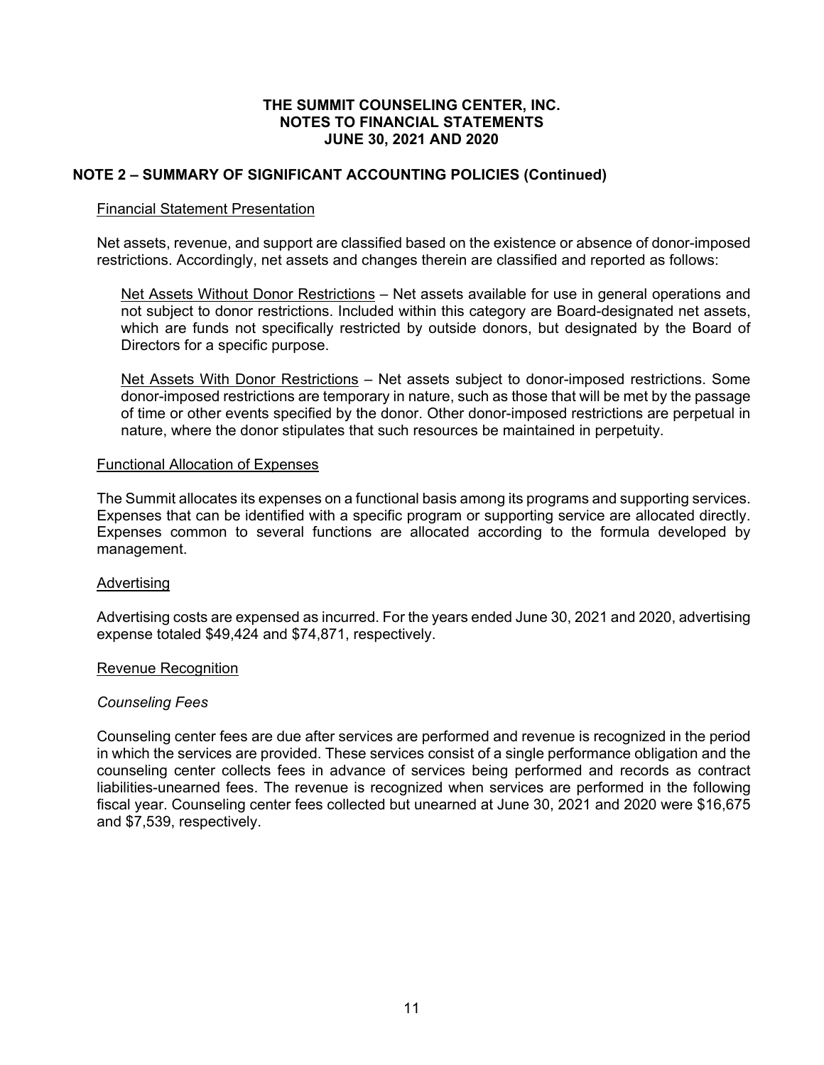**THE SUMMIT COUNSELING CENTER, INC.**
**NOTES TO FINANCIAL STATEMENTS**
**JUNE 30, 2021 AND 2020**

## NOTE 2 – SUMMARY OF SIGNIFICANT ACCOUNTING POLICIES (Continued)

### Financial Statement Presentation

Net assets, revenue, and support are classified based on the existence or absence of donor-imposed restrictions. Accordingly, net assets and changes therein are classified and reported as follows:

Net Assets Without Donor Restrictions – Net assets available for use in general operations and not subject to donor restrictions. Included within this category are Board-designated net assets, which are funds not specifically restricted by outside donors, but designated by the Board of Directors for a specific purpose.

Net Assets With Donor Restrictions – Net assets subject to donor-imposed restrictions. Some donor-imposed restrictions are temporary in nature, such as those that will be met by the passage of time or other events specified by the donor. Other donor-imposed restrictions are perpetual in nature, where the donor stipulates that such resources be maintained in perpetuity.

### Functional Allocation of Expenses

The Summit allocates its expenses on a functional basis among its programs and supporting services. Expenses that can be identified with a specific program or supporting service are allocated directly. Expenses common to several functions are allocated according to the formula developed by management.

### Advertising

Advertising costs are expensed as incurred. For the years ended June 30, 2021 and 2020, advertising expense totaled $49,424 and $74,871, respectively.

### Revenue Recognition

*Counseling Fees*

Counseling center fees are due after services are performed and revenue is recognized in the period in which the services are provided. These services consist of a single performance obligation and the counseling center collects fees in advance of services being performed and records as contract liabilities-unearned fees. The revenue is recognized when services are performed in the following fiscal year. Counseling center fees collected but unearned at June 30, 2021 and 2020 were $16,675 and $7,539, respectively.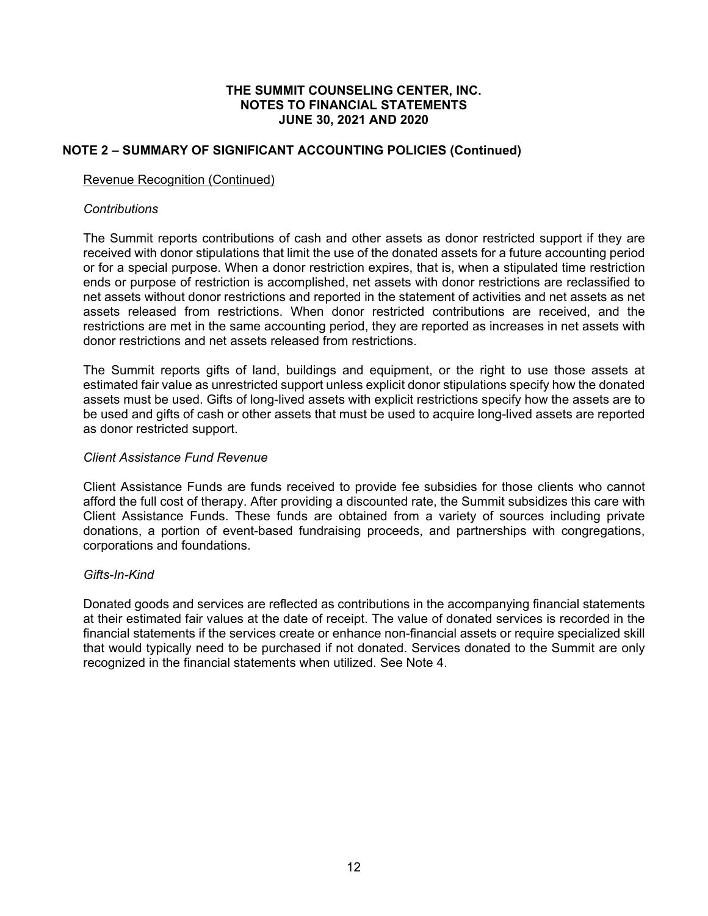## NOTE 2 – SUMMARY OF SIGNIFICANT ACCOUNTING POLICIES (Continued)

Revenue Recognition (Continued)

*Contributions*

The Summit reports contributions of cash and other assets as donor restricted support if they are received with donor stipulations that limit the use of the donated assets for a future accounting period or for a special purpose. When a donor restriction expires, that is, when a stipulated time restriction ends or purpose of restriction is accomplished, net assets with donor restrictions are reclassified to net assets without donor restrictions and reported in the statement of activities and net assets as net assets released from restrictions. When donor restricted contributions are received, and the restrictions are met in the same accounting period, they are reported as increases in net assets with donor restrictions and net assets released from restrictions.

The Summit reports gifts of land, buildings and equipment, or the right to use those assets at estimated fair value as unrestricted support unless explicit donor stipulations specify how the donated assets must be used. Gifts of long-lived assets with explicit restrictions specify how the assets are to be used and gifts of cash or other assets that must be used to acquire long-lived assets are reported as donor restricted support.

*Client Assistance Fund Revenue*

Client Assistance Funds are funds received to provide fee subsidies for those clients who cannot afford the full cost of therapy. After providing a discounted rate, the Summit subsidizes this care with Client Assistance Funds. These funds are obtained from a variety of sources including private donations, a portion of event-based fundraising proceeds, and partnerships with congregations, corporations and foundations.

*Gifts-In-Kind*

Donated goods and services are reflected as contributions in the accompanying financial statements at their estimated fair values at the date of receipt. The value of donated services is recorded in the financial statements if the services create or enhance non-financial assets or require specialized skill that would typically need to be purchased if not donated. Services donated to the Summit are only recognized in the financial statements when utilized. See Note 4.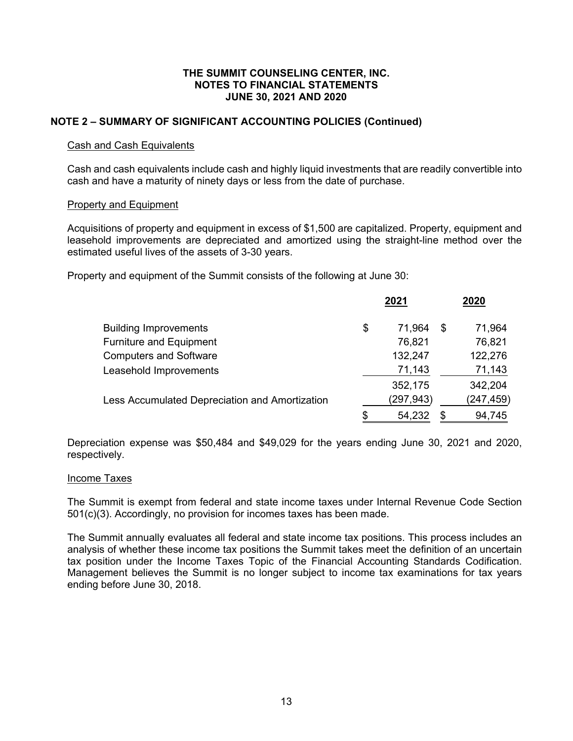**THE SUMMIT COUNSELING CENTER, INC.**
**NOTES TO FINANCIAL STATEMENTS**
**JUNE 30, 2021 AND 2020**

## NOTE 2 – SUMMARY OF SIGNIFICANT ACCOUNTING POLICIES (Continued)

### Cash and Cash Equivalents

Cash and cash equivalents include cash and highly liquid investments that are readily convertible into cash and have a maturity of ninety days or less from the date of purchase.

### Property and Equipment

Acquisitions of property and equipment in excess of $1,500 are capitalized. Property, equipment and leasehold improvements are depreciated and amortized using the straight-line method over the estimated useful lives of the assets of 3-30 years.

Property and equipment of the Summit consists of the following at June 30:

| | 2021 | 2020 |
|---|---|---|
| Building Improvements | $ 71,964 | $ 71,964 |
| Furniture and Equipment | 76,821 | 76,821 |
| Computers and Software | 132,247 | 122,276 |
| Leasehold Improvements | 71,143 | 71,143 |
| | 352,175 | 342,204 |
| Less Accumulated Depreciation and Amortization | (297,943) | (247,459) |
| | $ 54,232 | $ 94,745 |

Depreciation expense was $50,484 and $49,029 for the years ending June 30, 2021 and 2020, respectively.

### Income Taxes

The Summit is exempt from federal and state income taxes under Internal Revenue Code Section 501(c)(3). Accordingly, no provision for incomes taxes has been made.

The Summit annually evaluates all federal and state income tax positions. This process includes an analysis of whether these income tax positions the Summit takes meet the definition of an uncertain tax position under the Income Taxes Topic of the Financial Accounting Standards Codification. Management believes the Summit is no longer subject to income tax examinations for tax years ending before June 30, 2018.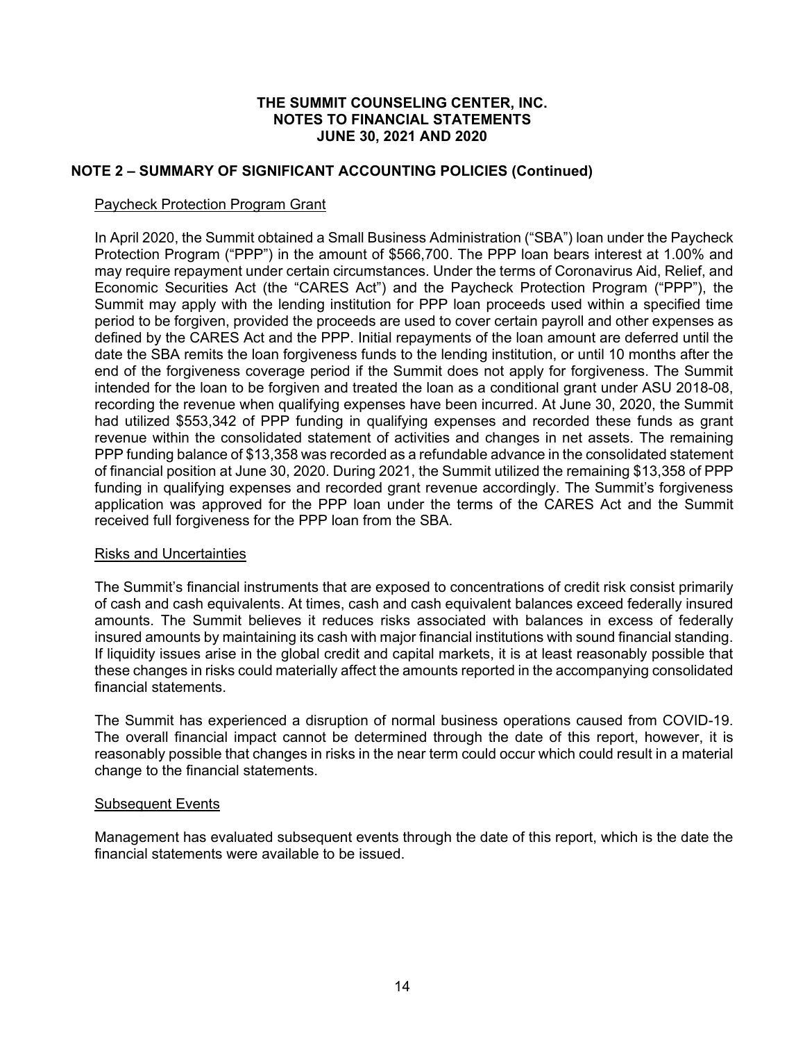# THE SUMMIT COUNSELING CENTER, INC.
# NOTES TO FINANCIAL STATEMENTS
# JUNE 30, 2021 AND 2020

## NOTE 2 – SUMMARY OF SIGNIFICANT ACCOUNTING POLICIES (Continued)

### Paycheck Protection Program Grant

In April 2020, the Summit obtained a Small Business Administration ("SBA") loan under the Paycheck Protection Program ("PPP") in the amount of $566,700. The PPP loan bears interest at 1.00% and may require repayment under certain circumstances. Under the terms of Coronavirus Aid, Relief, and Economic Securities Act (the "CARES Act") and the Paycheck Protection Program ("PPP"), the Summit may apply with the lending institution for PPP loan proceeds used within a specified time period to be forgiven, provided the proceeds are used to cover certain payroll and other expenses as defined by the CARES Act and the PPP. Initial repayments of the loan amount are deferred until the date the SBA remits the loan forgiveness funds to the lending institution, or until 10 months after the end of the forgiveness coverage period if the Summit does not apply for forgiveness. The Summit intended for the loan to be forgiven and treated the loan as a conditional grant under ASU 2018-08, recording the revenue when qualifying expenses have been incurred. At June 30, 2020, the Summit had utilized $553,342 of PPP funding in qualifying expenses and recorded these funds as grant revenue within the consolidated statement of activities and changes in net assets. The remaining PPP funding balance of $13,358 was recorded as a refundable advance in the consolidated statement of financial position at June 30, 2020. During 2021, the Summit utilized the remaining $13,358 of PPP funding in qualifying expenses and recorded grant revenue accordingly. The Summit's forgiveness application was approved for the PPP loan under the terms of the CARES Act and the Summit received full forgiveness for the PPP loan from the SBA.

### Risks and Uncertainties

The Summit's financial instruments that are exposed to concentrations of credit risk consist primarily of cash and cash equivalents. At times, cash and cash equivalent balances exceed federally insured amounts. The Summit believes it reduces risks associated with balances in excess of federally insured amounts by maintaining its cash with major financial institutions with sound financial standing. If liquidity issues arise in the global credit and capital markets, it is at least reasonably possible that these changes in risks could materially affect the amounts reported in the accompanying consolidated financial statements.

The Summit has experienced a disruption of normal business operations caused from COVID-19. The overall financial impact cannot be determined through the date of this report, however, it is reasonably possible that changes in risks in the near term could occur which could result in a material change to the financial statements.

### Subsequent Events

Management has evaluated subsequent events through the date of this report, which is the date the financial statements were available to be issued.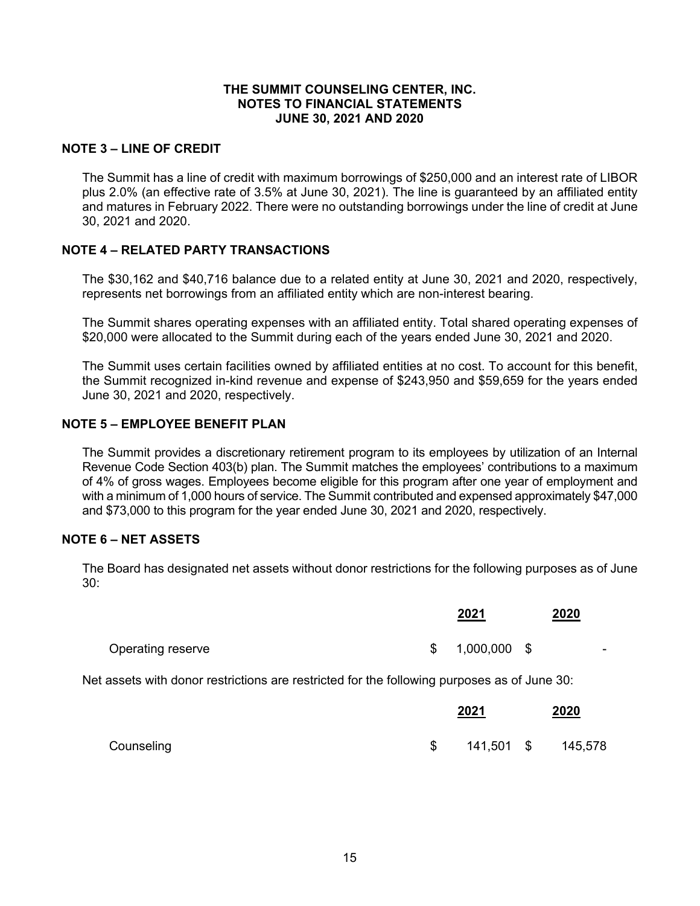# THE SUMMIT COUNSELING CENTER, INC.
# NOTES TO FINANCIAL STATEMENTS
# JUNE 30, 2021 AND 2020

## NOTE 3 – LINE OF CREDIT

The Summit has a line of credit with maximum borrowings of $250,000 and an interest rate of LIBOR plus 2.0% (an effective rate of 3.5% at June 30, 2021). The line is guaranteed by an affiliated entity and matures in February 2022. There were no outstanding borrowings under the line of credit at June 30, 2021 and 2020.

## NOTE 4 – RELATED PARTY TRANSACTIONS

The $30,162 and $40,716 balance due to a related entity at June 30, 2021 and 2020, respectively, represents net borrowings from an affiliated entity which are non-interest bearing.

The Summit shares operating expenses with an affiliated entity. Total shared operating expenses of $20,000 were allocated to the Summit during each of the years ended June 30, 2021 and 2020.

The Summit uses certain facilities owned by affiliated entities at no cost. To account for this benefit, the Summit recognized in-kind revenue and expense of $243,950 and $59,659 for the years ended June 30, 2021 and 2020, respectively.

## NOTE 5 – EMPLOYEE BENEFIT PLAN

The Summit provides a discretionary retirement program to its employees by utilization of an Internal Revenue Code Section 403(b) plan. The Summit matches the employees' contributions to a maximum of 4% of gross wages. Employees become eligible for this program after one year of employment and with a minimum of 1,000 hours of service. The Summit contributed and expensed approximately $47,000 and $73,000 to this program for the year ended June 30, 2021 and 2020, respectively.

## NOTE 6 – NET ASSETS

The Board has designated net assets without donor restrictions for the following purposes as of June 30:

| | 2021 | 2020 |
|---|---|---|
| Operating reserve | $ 1,000,000 | $ - |

Net assets with donor restrictions are restricted for the following purposes as of June 30:

| | 2021 | 2020 |
|---|---|---|
| Counseling | $ 141,501 | $ 145,578 |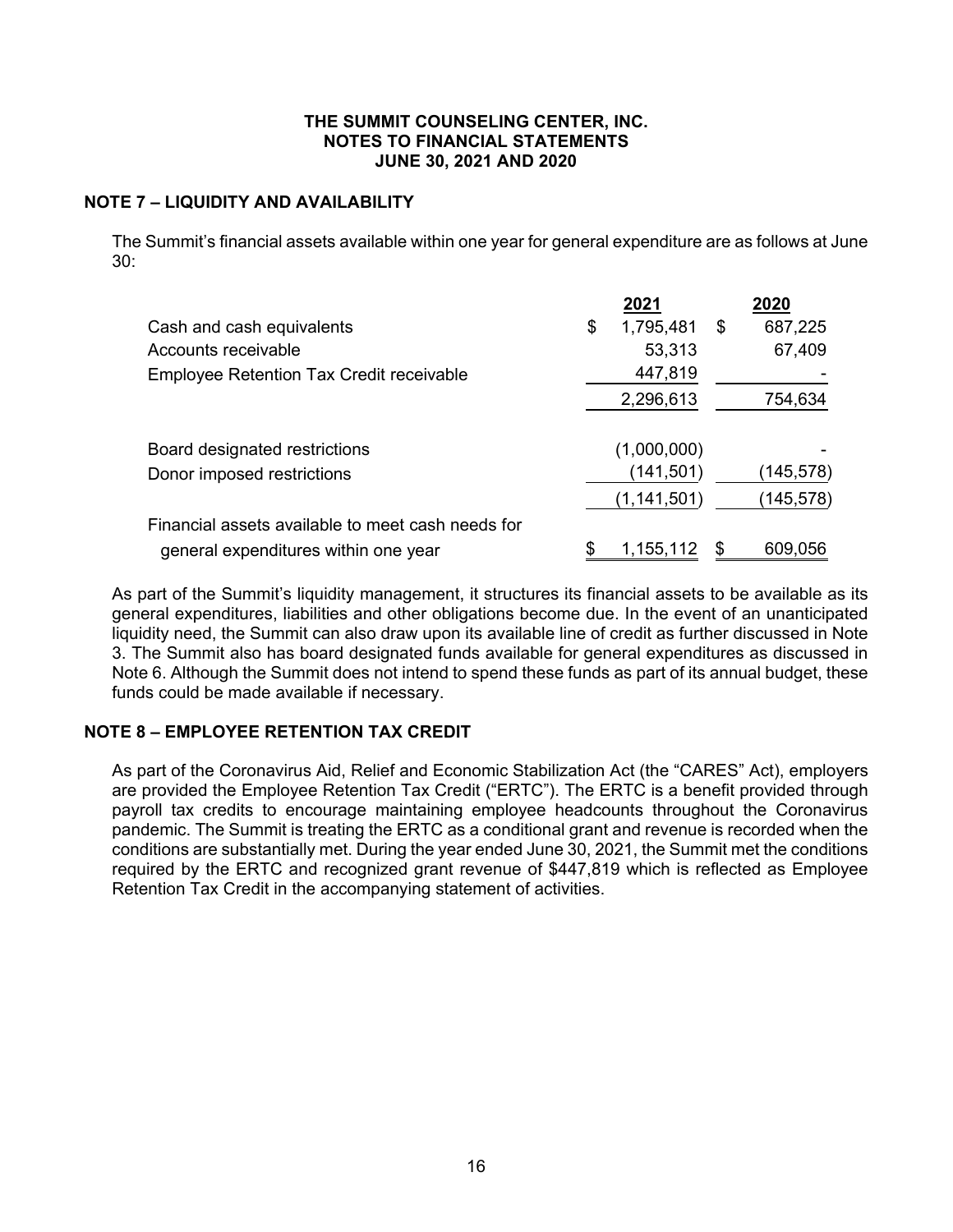# THE SUMMIT COUNSELING CENTER, INC.
## NOTES TO FINANCIAL STATEMENTS
## JUNE 30, 2021 AND 2020

### NOTE 7 – LIQUIDITY AND AVAILABILITY

The Summit's financial assets available within one year for general expenditure are as follows at June 30:

| | 2021 | 2020 |
|---|---|---|
| Cash and cash equivalents | $ 1,795,481 | $ 687,225 |
| Accounts receivable | 53,313 | 67,409 |
| Employee Retention Tax Credit receivable | 447,819 | - |
| | 2,296,613 | 754,634 |
| Board designated restrictions | (1,000,000) | - |
| Donor imposed restrictions | (141,501) | (145,578) |
| | (1,141,501) | (145,578) |
| Financial assets available to meet cash needs for general expenditures within one year | $ 1,155,112 | $ 609,056 |

As part of the Summit's liquidity management, it structures its financial assets to be available as its general expenditures, liabilities and other obligations become due. In the event of an unanticipated liquidity need, the Summit can also draw upon its available line of credit as further discussed in Note 3. The Summit also has board designated funds available for general expenditures as discussed in Note 6. Although the Summit does not intend to spend these funds as part of its annual budget, these funds could be made available if necessary.

### NOTE 8 – EMPLOYEE RETENTION TAX CREDIT

As part of the Coronavirus Aid, Relief and Economic Stabilization Act (the "CARES" Act), employers are provided the Employee Retention Tax Credit ("ERTC"). The ERTC is a benefit provided through payroll tax credits to encourage maintaining employee headcounts throughout the Coronavirus pandemic. The Summit is treating the ERTC as a conditional grant and revenue is recorded when the conditions are substantially met. During the year ended June 30, 2021, the Summit met the conditions required by the ERTC and recognized grant revenue of $447,819 which is reflected as Employee Retention Tax Credit in the accompanying statement of activities.